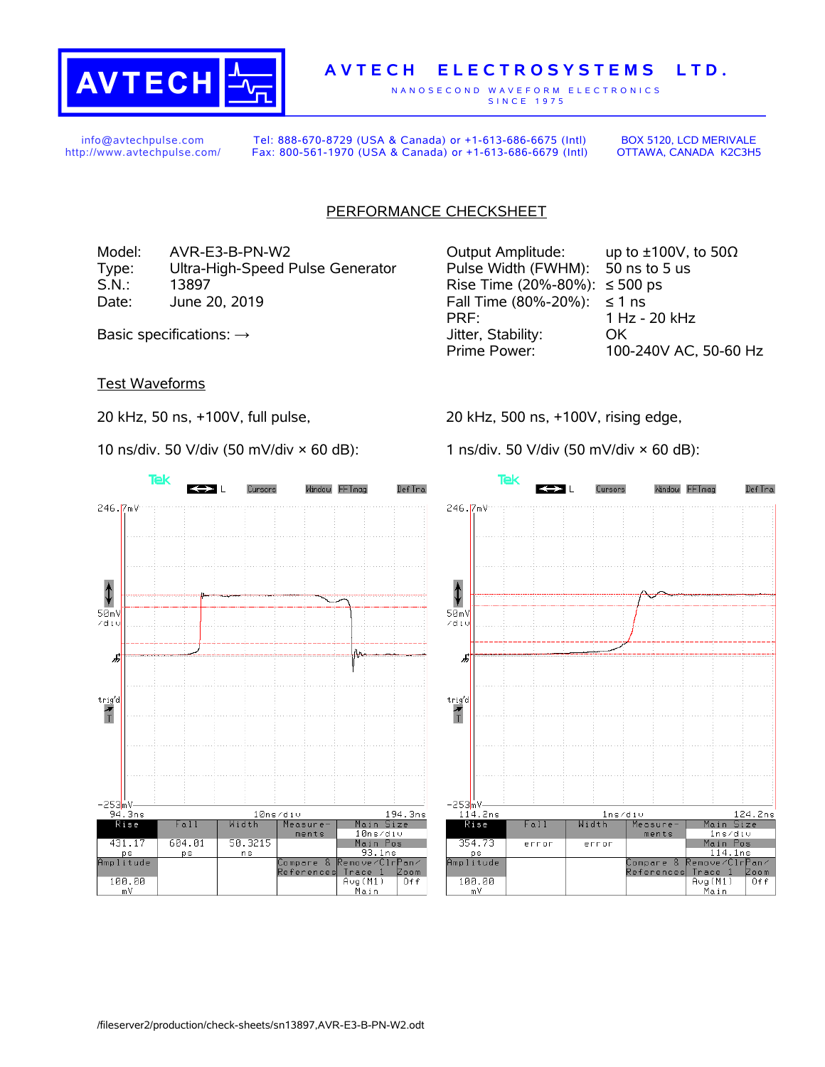**AVTECH ELECTROSYSTEMS LTD.**

NANOSECOND WAVEFORM ELECTRONICS
SINCE 1975

info@avtechpulse.com
http://www.avtechpulse.com/

Tel: 888-670-8729 (USA & Canada) or +1-613-686-6675 (Intl)
Fax: 800-561-1970 (USA & Canada) or +1-613-686-6679 (Intl)

BOX 5120, LCD MERIVALE
OTTAWA, CANADA K2C3H5

## PERFORMANCE CHECKSHEET

Model: AVR-E3-B-PN-W2
Type: Ultra-High-Speed Pulse Generator
S.N.: 13897
Date: June 20, 2019

Basic specifications: →

| | |
|---|---|
| Output Amplitude: | up to ±100V, to 50Ω |
| Pulse Width (FWHM): | 50 ns to 5 us |
| Rise Time (20%-80%): | ≤ 500 ps |
| Fall Time (80%-20%): | ≤ 1 ns |
| PRF: | 1 Hz - 20 kHz |
| Jitter, Stability: | OK |
| Prime Power: | 100-240V AC, 50-60 Hz |

### Test Waveforms

20 kHz, 50 ns, +100V, full pulse,

10 ns/div. 50 V/div (50 mV/div × 60 dB):

| Rise | Fall | Width | Amplitude | Main Size | Main Pos |
|---|---|---|---|---|---|
| 431.17 ps | 604.01 ps | 50.3215 ns | 100.00 mV | 10ns/div | 93.1ns |

20 kHz, 500 ns, +100V, rising edge,

1 ns/div. 50 V/div (50 mV/div × 60 dB):

| Rise | Fall | Width | Amplitude | Main Size | Main Pos |
|---|---|---|---|---|---|
| 354.73 ps | error | error | 100.00 mV | 1ns/div | 114.1ns |

/fileserver2/production/check-sheets/sn13897,AVR-E3-B-PN-W2.odt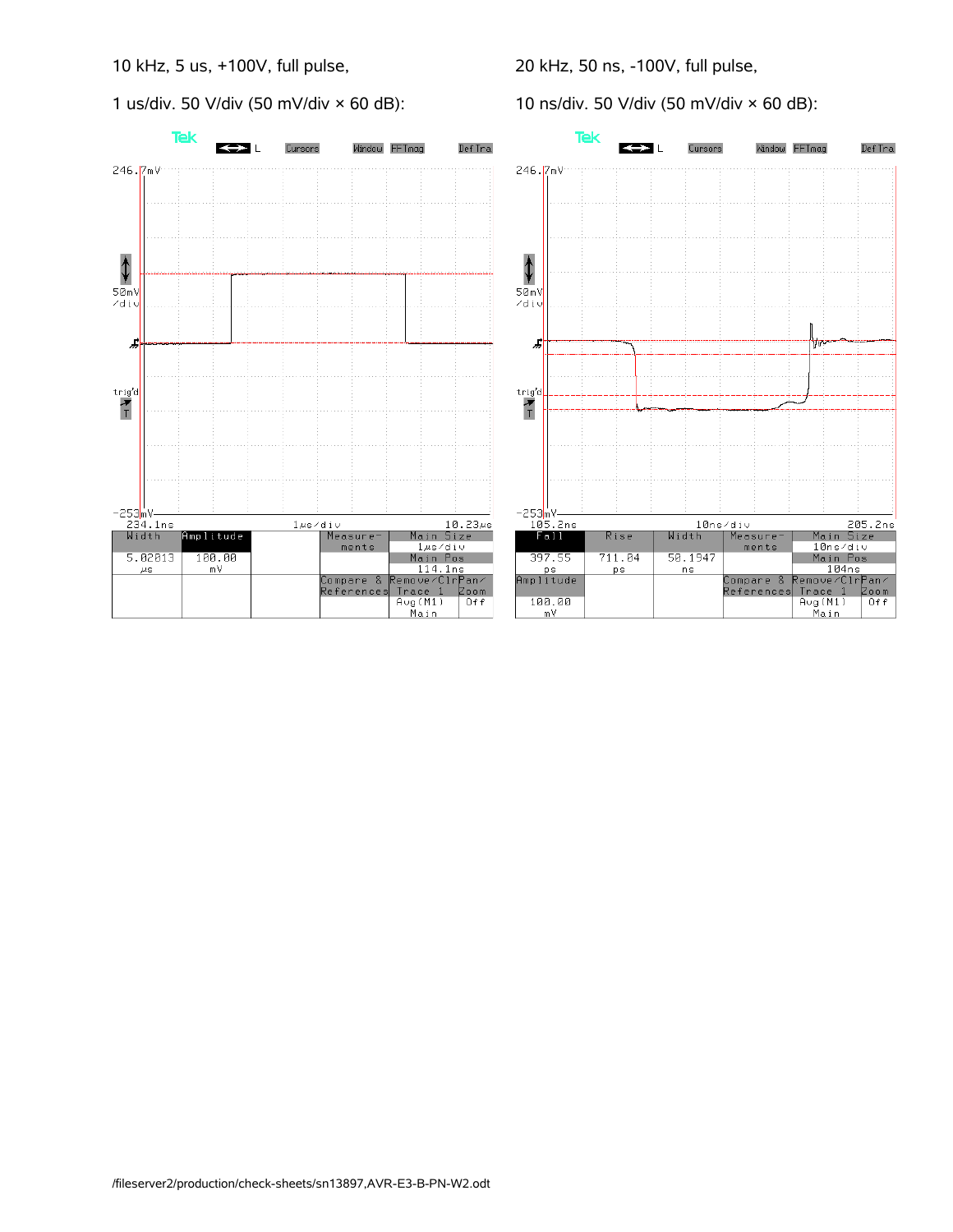10 kHz, 5 us, +100V, full pulse,

1 us/div. 50 V/div (50 mV/div × 60 dB):

Tek

246.7mV

50mV /div

-253mV

234.1ns 1µs/div 10.23µs

| Width | Amplitude | | Measurements | Main Size |
|---|---|---|---|---|
| 5.02813 µs | 100.00 mV | | | 1µs/div |
| | | | | Main Pos 114.1ns |
| | | | Compare & References | Remove/Clr Trace 1 Avg(M1) Main; Pan/Zoom Off |

20 kHz, 50 ns, -100V, full pulse,

10 ns/div. 50 V/div (50 mV/div × 60 dB):

Tek

246.7mV

50mV /div

-253mV

105.2ns 10ns/div 205.2ns

| Fall | Rise | Width | Measurements | Main Size |
|---|---|---|---|---|
| 397.55 ps | 711.84 ps | 50.1947 ns | | 10ns/div |
| | | | | Main Pos 104ns |
| Amplitude 100.00 mV | | | Compare & References | Remove/Clr Trace 1 Avg(M1) Main; Pan/Zoom Off |

/fileserver2/production/check-sheets/sn13897,AVR-E3-B-PN-W2.odt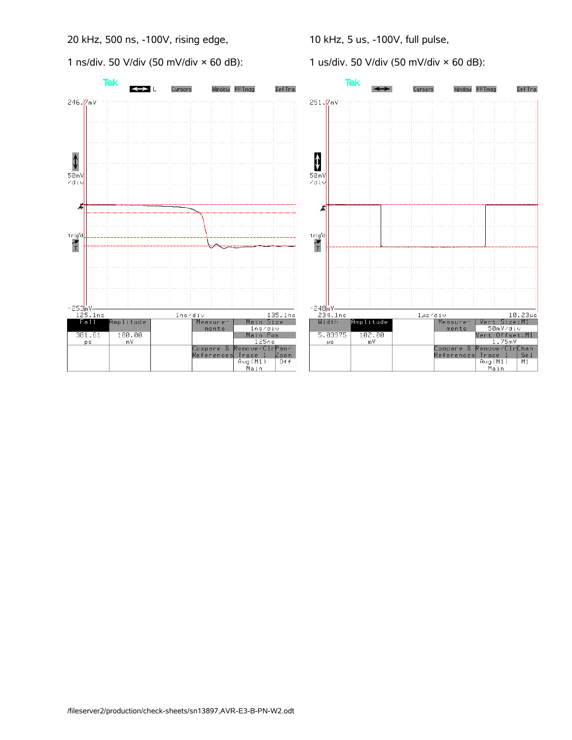20 kHz, 500 ns, -100V, rising edge,

1 ns/div. 50 V/div (50 mV/div × 60 dB):

Tek

Cursors

Window

FFTmag

DefTra

246.7mV

50mV /div

trig'd

-253mV

125.1ns

1ns/div

135.1ns

Fall

381.61 ps

Amplitude

100.00 mV

Measure- ments

Main Size

1ns/div

Main Pos

125ns

Compare & References

Remove/Clr Trace 1

Avg(M1) Main

Pan/ Zoom

Off

10 kHz, 5 us, -100V, full pulse,

1 us/div. 50 V/div (50 mV/div × 60 dB):

Tek

Cursors

Window

FFTmag

DefTra

251.7mV

50mV /div

trig'd

-248mV

234.1ns

1µs/div

10.23µs

Width

5.03975 µs

Amplitude

102.00 mV

Measure- ments

Vert Size:M1

50mV/div

Vert Offset:M1

1.75mV

Compare & References

Remove/Clr Trace 1

Avg(M1) Main

Chan Sel

M1

/fileserver2/production/check-sheets/sn13897,AVR-E3-B-PN-W2.odt